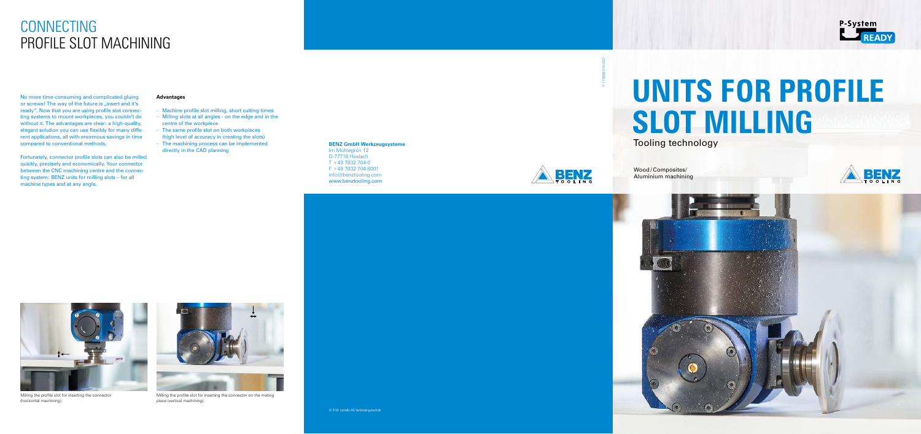# CONNECTING
## PROFILE SLOT MACHINING

No more time-consuming and complicated gluing or screws! The way of the future is „insert and it's ready". Now that you are using profile slot connecting systems to mount workpieces, you couldn't do without it. The advantages are clear: a high-quality, elegant solution you can use flexibly for many different applications, all with enormous savings in time compared to conventional methods.

Fortunately, connector profile slots can also be milled quickly, precisely and economically. Your connector between the CNC machining centre and the connecting system: BENZ units for milling slots – for all machine types and at any angle.

**Advantages**

- Machine profile slot milling, short cutting times
- Milling slots at all angles - on the edge and in the centre of the workpiece
- The same profile slot on both workpieces (high level of accuracy in creating the slots)
- The machining process can be implemented directly in the CAD planning

Milling the profile slot for inserting the connector (horizontal machining).

Milling the profile slot for inserting the connector on the mating piece (vertical machining).

**BENZ GmbH Werkzeugsysteme**
Im Mühlegrün 12
D-77716 Haslach
T +49 7832 704-0
F +49 7832 704-8001
info@benztooling.com
www.benztooling.com

© R-W. Lamello AG Verbindungstechnik

P-System READY

# UNITS FOR PROFILE SLOT MILLING

Tooling technology

Wood / Composites / Aluminium machining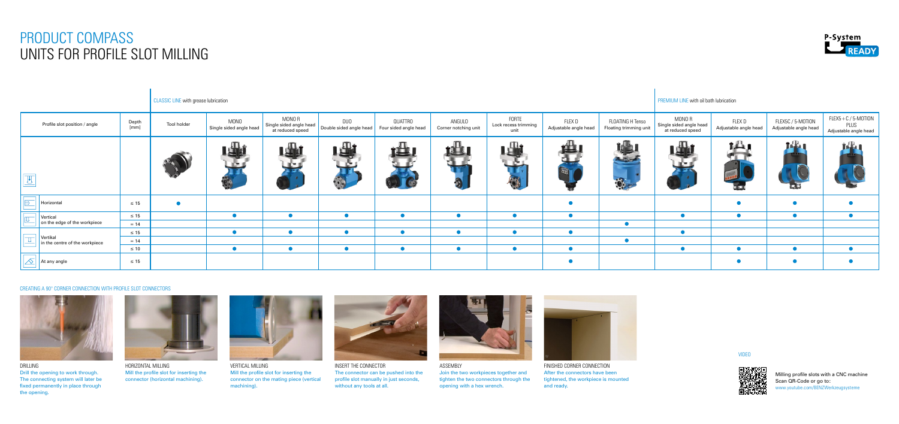# PRODUCT COMPASS
# UNITS FOR PROFILE SLOT MILLING

P-System READY

| | | CLASSIC LINE with grease lubrication | | | | | | | | | PREMIUM LINE with oil bath lubrication | | | |
|---|---|---|---|---|---|---|---|---|---|---|---|---|---|---|
| Profile slot position / angle | Depth [mm] | Tool holder | MONO Single sided angle head | MONO R Single sided angle head at reduced speed | DUO Double sided angle head | QUATTRO Four sided angle head | ANGULO Corner notching unit | FORTE Lock recess trimming unit | FLEX D Adjustable angle head | FLOATING H Tenso Floating trimming unit | MONO R Single sided angle head at reduced speed | FLEX D Adjustable angle head | FLEX5C / 5-MOTION Adjustable angle head | FLEX5+C / 5-MOTION PLUS Adjustable angle head |
| Horizontal | ≤ 15 | ● | | | | | | | ● | | | ● | ● | ● |
| Vertical on the edge of the workpiece | ≤ 15 | | ● | ● | ● | ● | ● | ● | ● | | ● | ● | ● | ● |
| | = 14 | | | | | | | | | ● | | | | |
| Vertikal in the centre of the workpiece | ≤ 15 | | ● | ● | ● | ● | ● | ● | ● | | ● | | | |
| | = 14 | | | | | | | | | ● | | | | |
| | ≤ 10 | | ● | ● | ● | ● | ● | ● | ● | | ● | ● | ● | ● |
| At any angle | ≤ 15 | | | | | | | | ● | | | ● | ● | ● |

## CREATING A 90° CORNER CONNECTION WITH PROFILE SLOT CONNECTORS

DRILLING
Drill the opening to work through. The connecting system will later be fixed permanently in place through the opening.

HORIZONTAL MILLING
Mill the profile slot for inserting the connector (horizontal machining).

VERTICAL MILLING
Mill the profile slot for inserting the connector on the mating piece (vertical machining).

INSERT THE CONNECTOR
The connector can be pushed into the profile slot manually in just seconds, without any tools at all.

ASSEMBLY
Join the two workpieces together and tighten the two connectors through the opening with a hex wrench.

FINISHED CORNER CONNECTION
After the connectors have been tightened, the workpiece is mounted and ready.

VIDEO

Milling profile slots with a CNC machine
Scan QR-Code or go to:
www.youtube.com/BENZWerkzeugsysteme